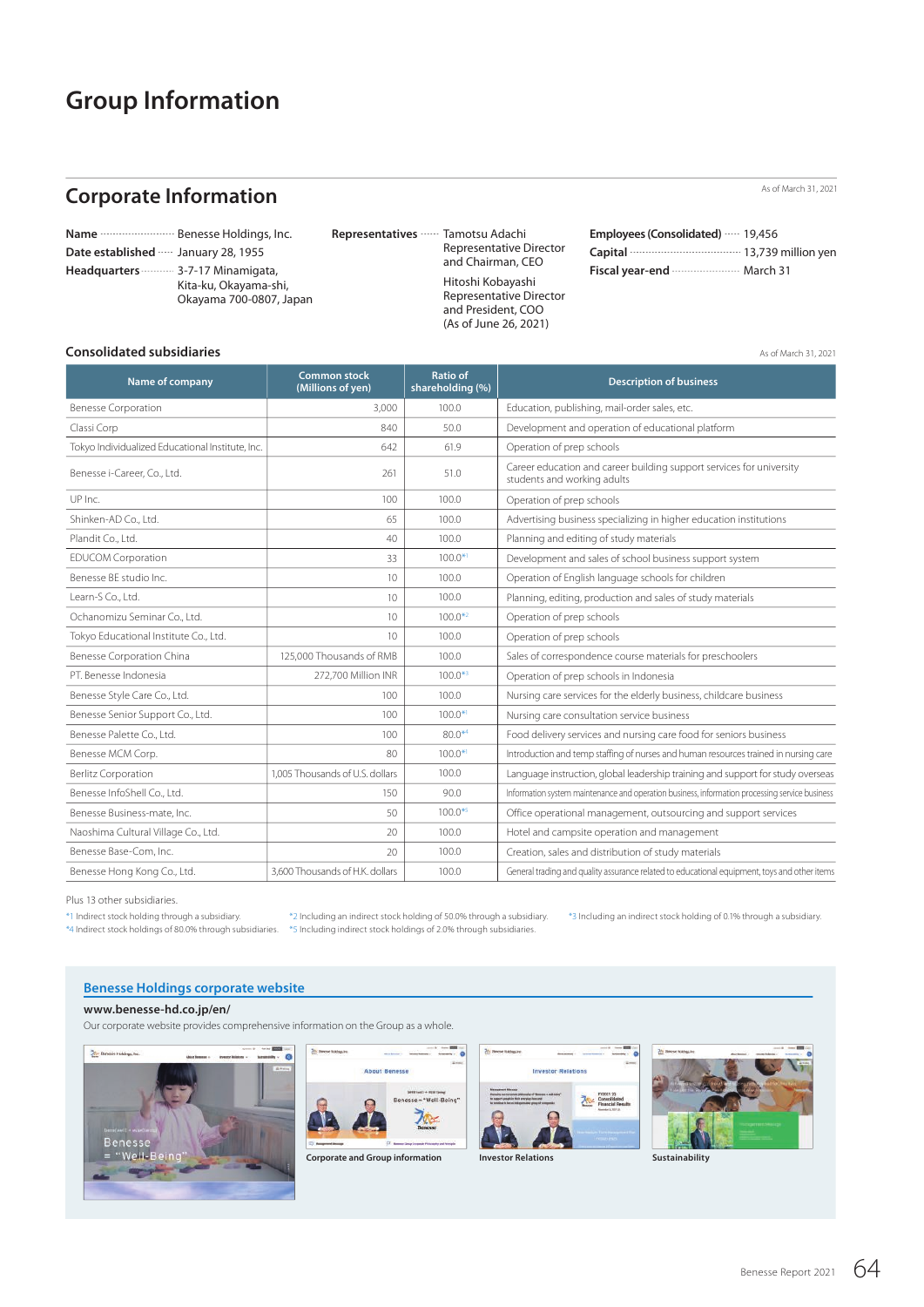# Group Information

## Corporate Information

As of March 31, 2021

**Name** Benesse Holdings, Inc.
**Date established** January 28, 1955
**Headquarters** 3-7-17 Minamigata, Kita-ku, Okayama-shi, Okayama 700-0807, Japan

**Representatives** Tamotsu Adachi, Representative Director and Chairman, CEO
Hitoshi Kobayashi, Representative Director and President, COO
(As of June 26, 2021)

**Employees (Consolidated)** 19,456
**Capital** 13,739 million yen
**Fiscal year-end** March 31

### Consolidated subsidiaries

As of March 31, 2021

| Name of company | Common stock (Millions of yen) | Ratio of shareholding (%) | Description of business |
|---|---|---|---|
| Benesse Corporation | 3,000 | 100.0 | Education, publishing, mail-order sales, etc. |
| Classi Corp | 840 | 50.0 | Development and operation of educational platform |
| Tokyo Individualized Educational Institute, Inc. | 642 | 61.9 | Operation of prep schools |
| Benesse i-Career, Co., Ltd. | 261 | 51.0 | Career education and career building support services for university students and working adults |
| UP Inc. | 100 | 100.0 | Operation of prep schools |
| Shinken-AD Co., Ltd. | 65 | 100.0 | Advertising business specializing in higher education institutions |
| Plandit Co., Ltd. | 40 | 100.0 | Planning and editing of study materials |
| EDUCOM Corporation | 33 | 100.0*1 | Development and sales of school business support system |
| Benesse BE studio Inc. | 10 | 100.0 | Operation of English language schools for children |
| Learn-S Co., Ltd. | 10 | 100.0 | Planning, editing, production and sales of study materials |
| Ochanomizu Seminar Co., Ltd. | 10 | 100.0*2 | Operation of prep schools |
| Tokyo Educational Institute Co., Ltd. | 10 | 100.0 | Operation of prep schools |
| Benesse Corporation China | 125,000 Thousands of RMB | 100.0 | Sales of correspondence course materials for preschoolers |
| PT. Benesse Indonesia | 272,700 Million INR | 100.0*3 | Operation of prep schools in Indonesia |
| Benesse Style Care Co., Ltd. | 100 | 100.0 | Nursing care services for the elderly business, childcare business |
| Benesse Senior Support Co., Ltd. | 100 | 100.0*1 | Nursing care consultation service business |
| Benesse Palette Co., Ltd. | 100 | 80.0*4 | Food delivery services and nursing care food for seniors business |
| Benesse MCM Corp. | 80 | 100.0*1 | Introduction and temp staffing of nurses and human resources trained in nursing care |
| Berlitz Corporation | 1,005 Thousands of U.S. dollars | 100.0 | Language instruction, global leadership training and support for study overseas |
| Benesse InfoShell Co., Ltd. | 150 | 90.0 | Information system maintenance and operation business, information processing service business |
| Benesse Business-mate, Inc. | 50 | 100.0*5 | Office operational management, outsourcing and support services |
| Naoshima Cultural Village Co., Ltd. | 20 | 100.0 | Hotel and campsite operation and management |
| Benesse Base-Com, Inc. | 20 | 100.0 | Creation, sales and distribution of study materials |
| Benesse Hong Kong Co., Ltd. | 3,600 Thousands of H.K. dollars | 100.0 | General trading and quality assurance related to educational equipment, toys and other items |

Plus 13 other subsidiaries.

*1 Indirect stock holding through a subsidiary.
*2 Including an indirect stock holding of 50.0% through a subsidiary.
*3 Including an indirect stock holding of 0.1% through a subsidiary.
*4 Indirect stock holdings of 80.0% through subsidiaries.
*5 Including indirect stock holdings of 2.0% through subsidiaries.

### Benesse Holdings corporate website

**www.benesse-hd.co.jp/en/**

Our corporate website provides comprehensive information on the Group as a whole.

Corporate and Group information

Investor Relations

Sustainability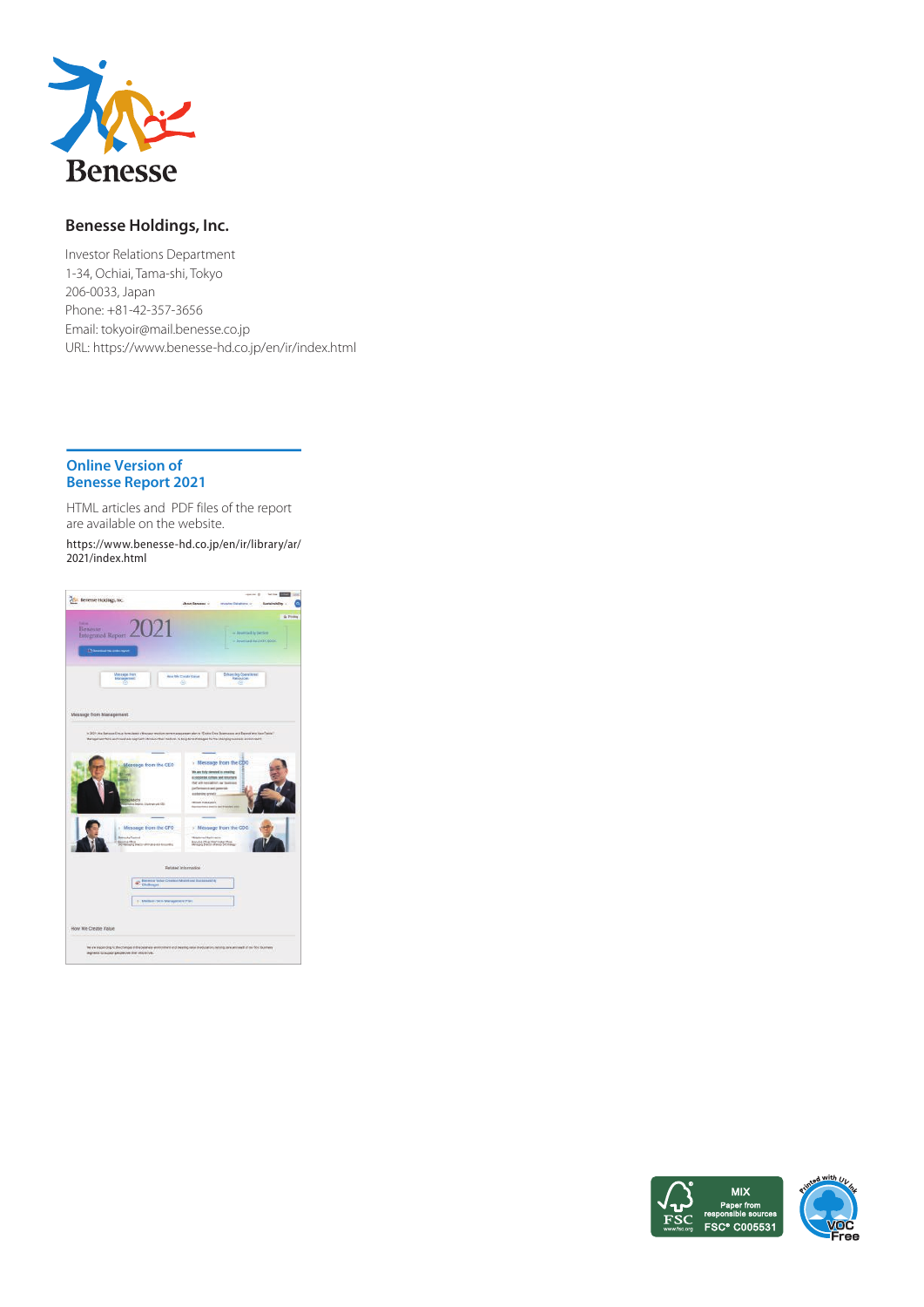Benesse

## Benesse Holdings, Inc.

Investor Relations Department
1-34, Ochiai, Tama-shi, Tokyo
206-0033, Japan
Phone: +81-42-357-3656
Email: tokyoir@mail.benesse.co.jp
URL: https://www.benesse-hd.co.jp/en/ir/index.html

## Online Version of Benesse Report 2021

HTML articles and PDF files of the report are available on the website.

https://www.benesse-hd.co.jp/en/ir/library/ar/2021/index.html

MIX
Paper from responsible sources
FSC® C005531

Printed with UV Ink
VOC Free